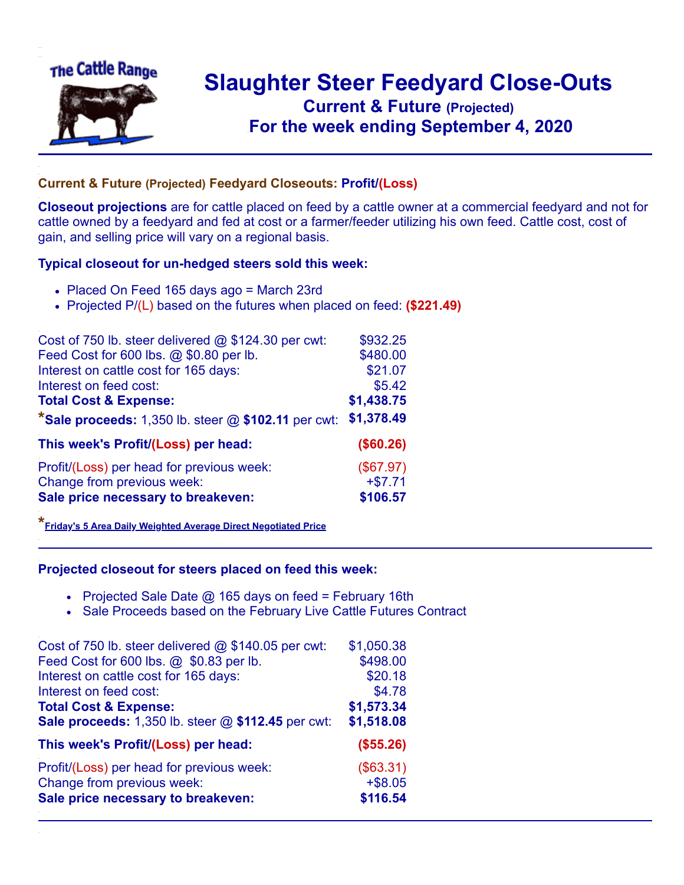# Slaughter Steer Feedyard Close-Outs

## Current & Future (Projected)

## For the week ending September 4, 2020

### Current & Future (Projected) Feedyard Closeouts: Profit/(Loss)

**Closeout projections** are for cattle placed on feed by a cattle owner at a commercial feedyard and not for cattle owned by a feedyard and fed at cost or a farmer/feeder utilizing his own feed. Cattle cost, cost of gain, and selling price will vary on a regional basis.

### Typical closeout for un-hedged steers sold this week:

- Placed On Feed 165 days ago = March 23rd
- Projected P/(L) based on the futures when placed on feed: **($221.49)**

| | |
|---|---|
| Cost of 750 lb. steer delivered @ $124.30 per cwt: | $932.25 |
| Feed Cost for 600 lbs. @ $0.80 per lb. | $480.00 |
| Interest on cattle cost for 165 days: | $21.07 |
| Interest on feed cost: | $5.42 |
| **Total Cost & Expense:** | **$1,438.75** |
| ***Sale proceeds:** 1,350 lb. steer @ **$102.11** per cwt: | **$1,378.49** |
| **This week's Profit/(Loss) per head:** | **($60.26)** |
| Profit/(Loss) per head for previous week: | ($67.97) |
| Change from previous week: | +$7.71 |
| **Sale price necessary to breakeven:** | **$106.57** |

*Friday's 5 Area Daily Weighted Average Direct Negotiated Price

### Projected closeout for steers placed on feed this week:

- Projected Sale Date @ 165 days on feed = February 16th
- Sale Proceeds based on the February Live Cattle Futures Contract

| | |
|---|---|
| Cost of 750 lb. steer delivered @ $140.05 per cwt: | $1,050.38 |
| Feed Cost for 600 lbs. @ $0.83 per lb. | $498.00 |
| Interest on cattle cost for 165 days: | $20.18 |
| Interest on feed cost: | $4.78 |
| **Total Cost & Expense:** | **$1,573.34** |
| **Sale proceeds:** 1,350 lb. steer @ **$112.45** per cwt: | **$1,518.08** |
| **This week's Profit/(Loss) per head:** | **($55.26)** |
| Profit/(Loss) per head for previous week: | ($63.31) |
| Change from previous week: | +$8.05 |
| **Sale price necessary to breakeven:** | **$116.54** |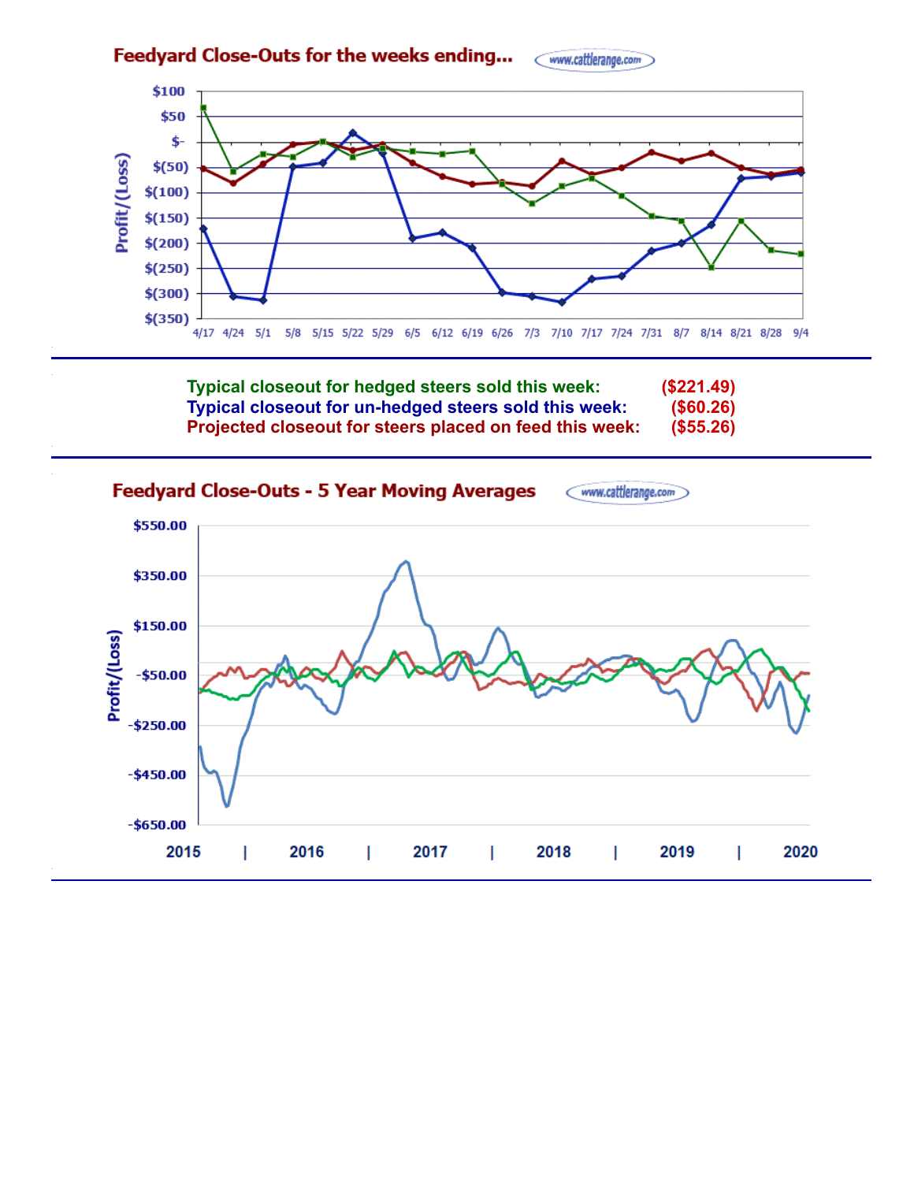## Feedyard Close-Outs for the weeks ending...

www.cattlerange.com

$100
$50
$-
$(50)
$(100)
$(150)
$(200)
$(250)
$(300)
$(350)

Profit/(Loss)

4/17 4/24 5/1 5/8 5/15 5/22 5/29 6/5 6/12 6/19 6/26 7/3 7/10 7/17 7/24 7/31 8/7 8/14 8/21 8/28 9/4

| | |
|---|---|
| **Typical closeout for hedged steers sold this week:** | **($221.49)** |
| **Typical closeout for un-hedged steers sold this week:** | **($60.26)** |
| **Projected closeout for steers placed on feed this week:** | **($55.26)** |

## Feedyard Close-Outs - 5 Year Moving Averages

www.cattlerange.com

$550.00
$350.00
$150.00
-$50.00
-$250.00
-$450.00
-$650.00

Profit/(Loss)

2015 | 2016 | 2017 | 2018 | 2019 | 2020